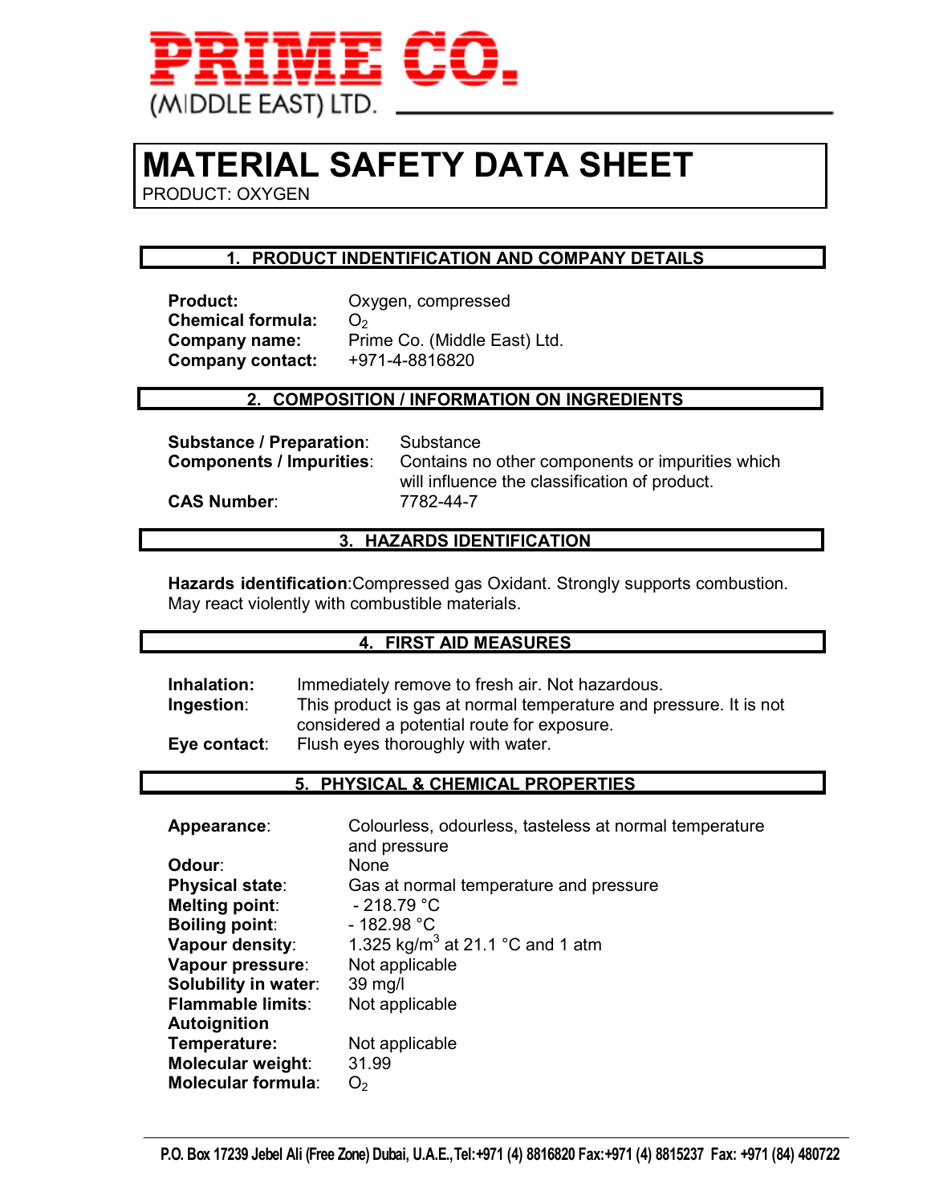**PRIME CO.**

(MIDDLE EAST) LTD.

# MATERIAL SAFETY DATA SHEET

PRODUCT: OXYGEN

## 1. PRODUCT INDENTIFICATION AND COMPANY DETAILS

**Product:** Oxygen, compressed
**Chemical formula:** $O_2$
**Company name:** Prime Co. (Middle East) Ltd.
**Company contact:** +971-4-8816820

## 2. COMPOSITION / INFORMATION ON INGREDIENTS

**Substance / Preparation**: Substance
**Components / Impurities**: Contains no other components or impurities which will influence the classification of product.
**CAS Number**: 7782-44-7

## 3. HAZARDS IDENTIFICATION

**Hazards identification**:Compressed gas Oxidant. Strongly supports combustion. May react violently with combustible materials.

## 4. FIRST AID MEASURES

**Inhalation:** Immediately remove to fresh air. Not hazardous.
**Ingestion**: This product is gas at normal temperature and pressure. It is not considered a potential route for exposure.
**Eye contact**: Flush eyes thoroughly with water.

## 5. PHYSICAL & CHEMICAL PROPERTIES

**Appearance**: Colourless, odourless, tasteless at normal temperature and pressure
**Odour**: None
**Physical state**: Gas at normal temperature and pressure
**Melting point**: - 218.79 °C
**Boiling point**: - 182.98 °C
**Vapour density**: 1.325 $kg/m^3$ at 21.1 °C and 1 atm
**Vapour pressure**: Not applicable
**Solubility in water**: 39 mg/l
**Flammable limits**: Not applicable
**Autoignition Temperature:** Not applicable
**Molecular weight**: 31.99
**Molecular formula**: $O_2$

**P.O. Box 17239 Jebel Ali (Free Zone) Dubai, U.A.E., Tel:+971 (4) 8816820 Fax:+971 (4) 8815237 Fax: +971 (84) 480722**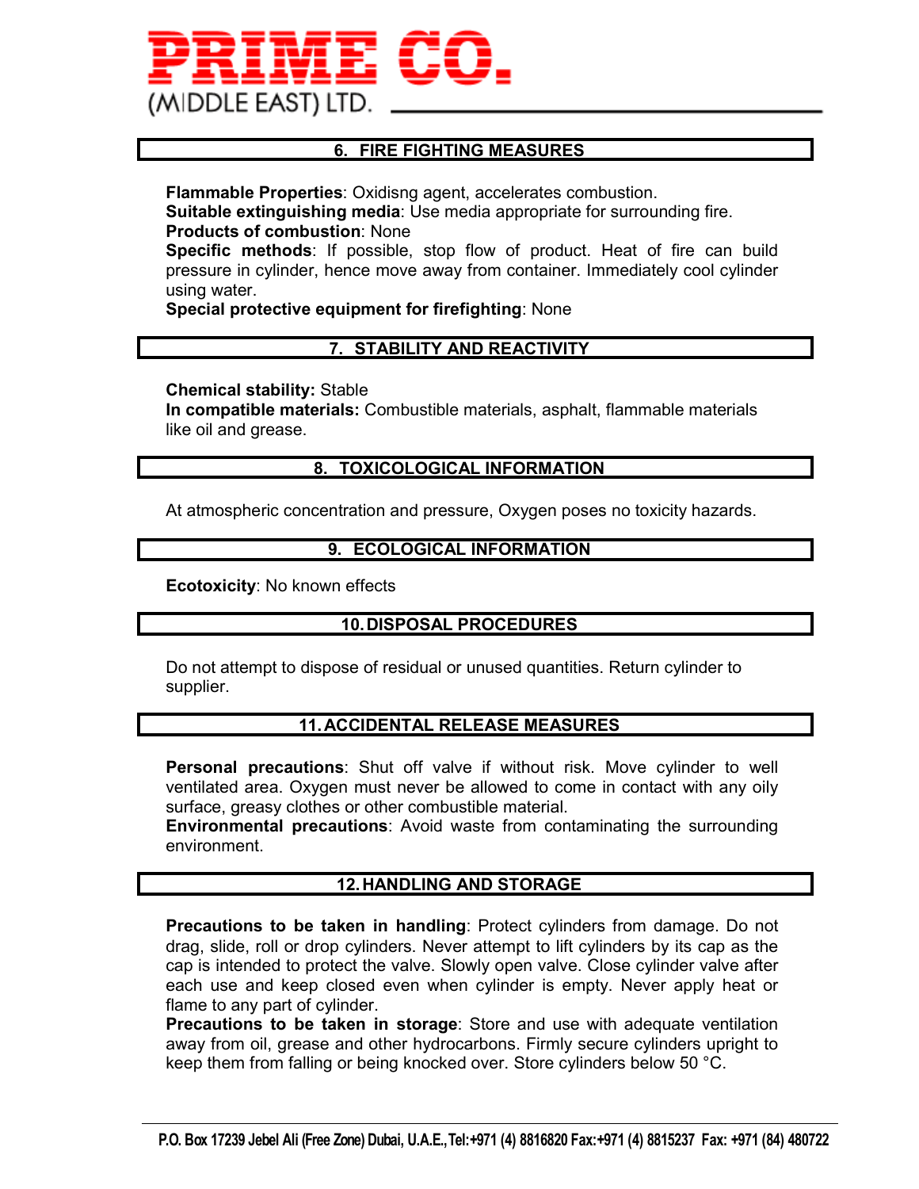## 6. FIRE FIGHTING MEASURES

**Flammable Properties**: Oxidisng agent, accelerates combustion.
**Suitable extinguishing media**: Use media appropriate for surrounding fire.
**Products of combustion**: None
**Specific methods**: If possible, stop flow of product. Heat of fire can build pressure in cylinder, hence move away from container. Immediately cool cylinder using water.
**Special protective equipment for firefighting**: None

## 7. STABILITY AND REACTIVITY

**Chemical stability:** Stable
**In compatible materials:** Combustible materials, asphalt, flammable materials like oil and grease.

## 8. TOXICOLOGICAL INFORMATION

At atmospheric concentration and pressure, Oxygen poses no toxicity hazards.

## 9. ECOLOGICAL INFORMATION

**Ecotoxicity**: No known effects

## 10. DISPOSAL PROCEDURES

Do not attempt to dispose of residual or unused quantities. Return cylinder to supplier.

## 11. ACCIDENTAL RELEASE MEASURES

**Personal precautions**: Shut off valve if without risk. Move cylinder to well ventilated area. Oxygen must never be allowed to come in contact with any oily surface, greasy clothes or other combustible material.
**Environmental precautions**: Avoid waste from contaminating the surrounding environment.

## 12. HANDLING AND STORAGE

**Precautions to be taken in handling**: Protect cylinders from damage. Do not drag, slide, roll or drop cylinders. Never attempt to lift cylinders by its cap as the cap is intended to protect the valve. Slowly open valve. Close cylinder valve after each use and keep closed even when cylinder is empty. Never apply heat or flame to any part of cylinder.
**Precautions to be taken in storage**: Store and use with adequate ventilation away from oil, grease and other hydrocarbons. Firmly secure cylinders upright to keep them from falling or being knocked over. Store cylinders below 50 °C.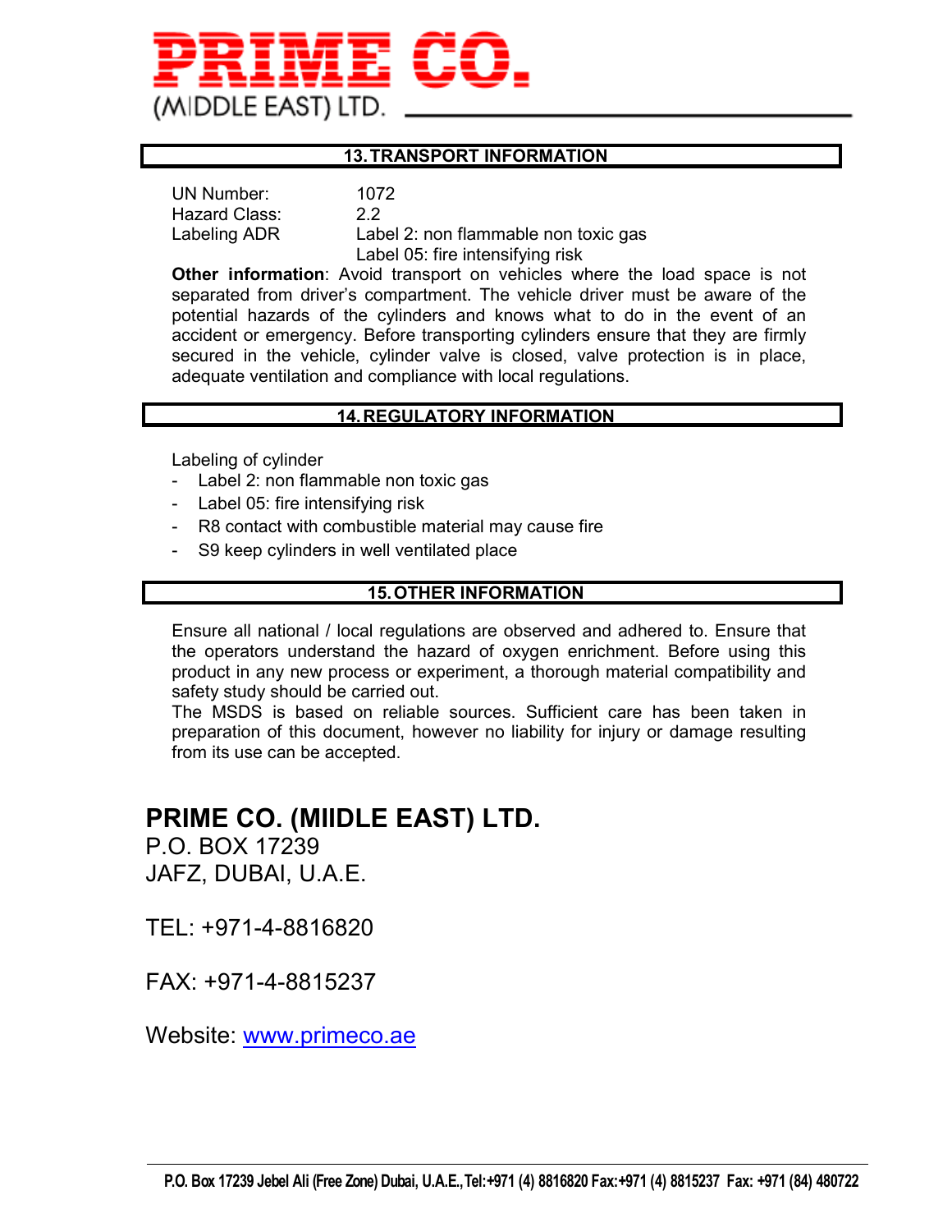## 13. TRANSPORT INFORMATION

| | |
|---|---|
| UN Number: | 1072 |
| Hazard Class: | 2.2 |
| Labeling ADR | Label 2: non flammable non toxic gas |
| | Label 05: fire intensifying risk |

**Other information**: Avoid transport on vehicles where the load space is not separated from driver's compartment. The vehicle driver must be aware of the potential hazards of the cylinders and knows what to do in the event of an accident or emergency. Before transporting cylinders ensure that they are firmly secured in the vehicle, cylinder valve is closed, valve protection is in place, adequate ventilation and compliance with local regulations.

## 14. REGULATORY INFORMATION

Labeling of cylinder

- Label 2: non flammable non toxic gas
- Label 05: fire intensifying risk
- R8 contact with combustible material may cause fire
- S9 keep cylinders in well ventilated place

## 15. OTHER INFORMATION

Ensure all national / local regulations are observed and adhered to. Ensure that the operators understand the hazard of oxygen enrichment. Before using this product in any new process or experiment, a thorough material compatibility and safety study should be carried out.

The MSDS is based on reliable sources. Sufficient care has been taken in preparation of this document, however no liability for injury or damage resulting from its use can be accepted.

**PRIME CO. (MIIDLE EAST) LTD.**

P.O. BOX 17239

JAFZ, DUBAI, U.A.E.

TEL: +971-4-8816820

FAX: +971-4-8815237

Website: www.primeco.ae